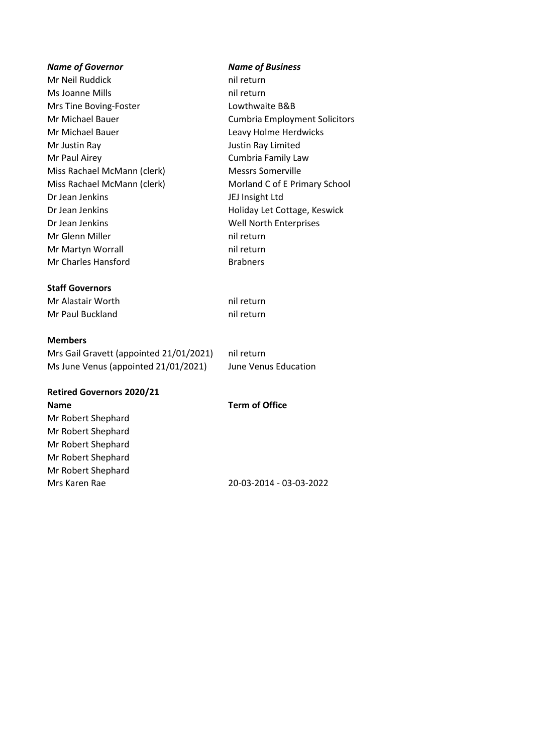| *Name of Governor* | *Name of Business* |
|---|---|
| Mr Neil Ruddick | nil return |
| Ms Joanne Mills | nil return |
| Mrs Tine Boving-Foster | Lowthwaite B&B |
| Mr Michael Bauer | Cumbria Employment Solicitors |
| Mr Michael Bauer | Leavy Holme Herdwicks |
| Mr Justin Ray | Justin Ray Limited |
| Mr Paul Airey | Cumbria Family Law |
| Miss Rachael McMann (clerk) | Messrs Somerville |
| Miss Rachael McMann (clerk) | Morland C of E Primary School |
| Dr Jean Jenkins | JEJ Insight Ltd |
| Dr Jean Jenkins | Holiday Let Cottage, Keswick |
| Dr Jean Jenkins | Well North Enterprises |
| Mr Glenn Miller | nil return |
| Mr Martyn Worrall | nil return |
| Mr Charles Hansford | Brabners |

**Staff Governors**

| | |
|---|---|
| Mr Alastair Worth | nil return |
| Mr Paul Buckland | nil return |

**Members**

| | |
|---|---|
| Mrs Gail Gravett (appointed 21/01/2021) | nil return |
| Ms June Venus (appointed 21/01/2021) | June Venus Education |

**Retired Governors 2020/21**

| **Name** | **Term of Office** |
|---|---|
| Mr Robert Shephard | |
| Mr Robert Shephard | |
| Mr Robert Shephard | |
| Mr Robert Shephard | |
| Mr Robert Shephard | |
| Mrs Karen Rae | 20-03-2014 - 03-03-2022 |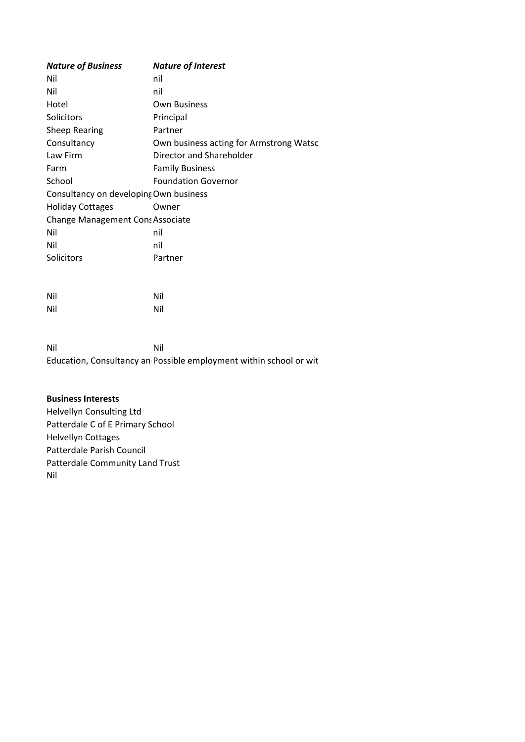| *Nature of Business* | *Nature of Interest* |
|---|---|
| Nil | nil |
| Nil | nil |
| Hotel | Own Business |
| Solicitors | Principal |
| Sheep Rearing | Partner |
| Consultancy | Own business acting for Armstrong Watsc |
| Law Firm | Director and Shareholder |
| Farm | Family Business |
| School | Foundation Governor |
| Consultancy on developing | Own business |
| Holiday Cottages | Owner |
| Change Management Cons | Associate |
| Nil | nil |
| Nil | nil |
| Solicitors | Partner |
| | |
| | |
| Nil | Nil |
| Nil | Nil |
| | |
| | |
| Nil | Nil |
| Education, Consultancy an | Possible employment within school or wit |

**Business Interests**

Helvellyn Consulting Ltd
Patterdale C of E Primary School
Helvellyn Cottages
Patterdale Parish Council
Patterdale Community Land Trust
Nil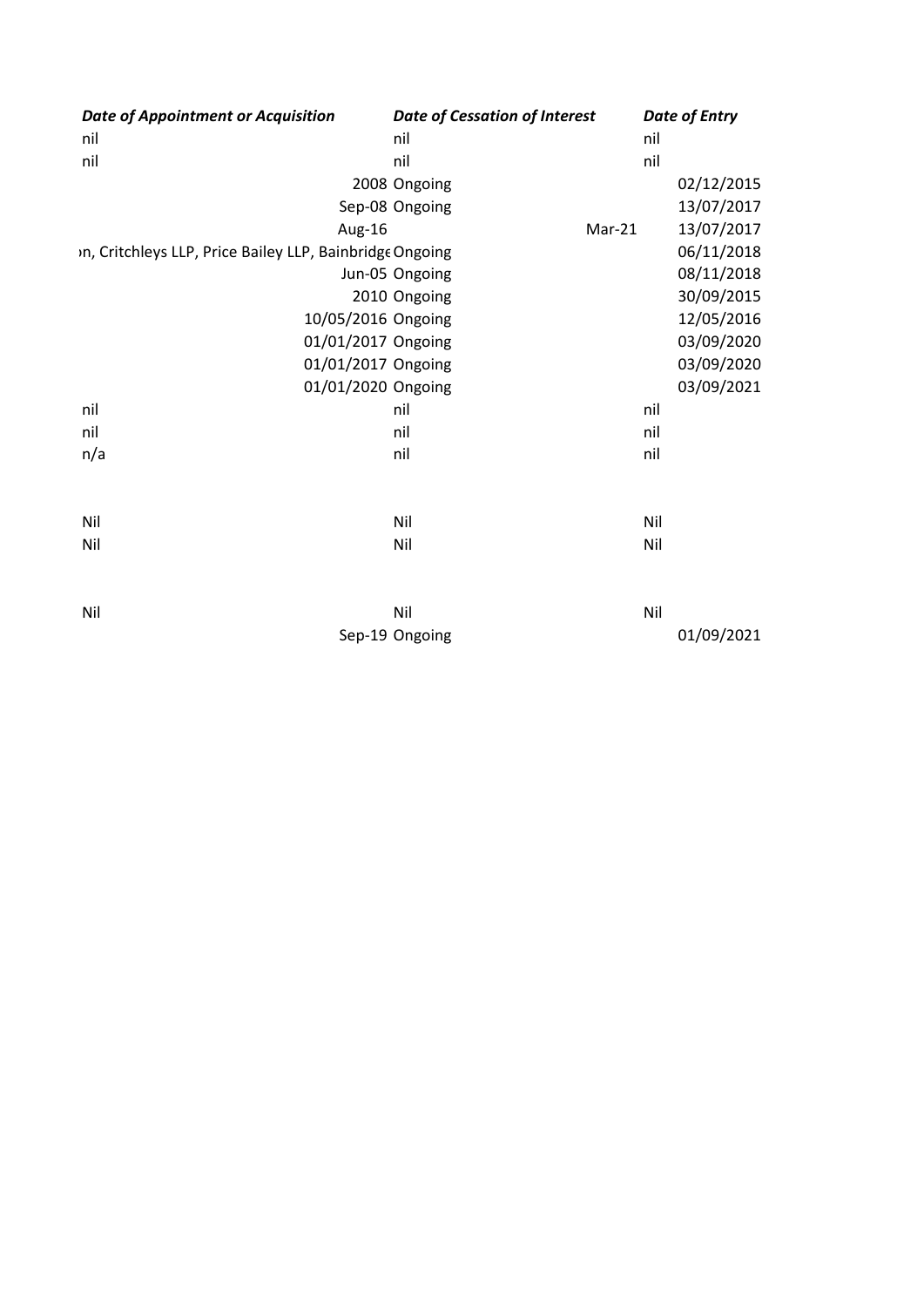| Date of Appointment or Acquisition | Date of Cessation of Interest | Date of Entry |
|---|---|---|
| nil | nil | nil |
| nil | nil | nil |
| 2008 | Ongoing | 02/12/2015 |
| Sep-08 | Ongoing | 13/07/2017 |
| Aug-16 | Mar-21 | 13/07/2017 |
| ›n, Critchleys LLP, Price Bailey LLP, Bainbridge | Ongoing | 06/11/2018 |
| Jun-05 | Ongoing | 08/11/2018 |
| 2010 | Ongoing | 30/09/2015 |
| 10/05/2016 | Ongoing | 12/05/2016 |
| 01/01/2017 | Ongoing | 03/09/2020 |
| 01/01/2017 | Ongoing | 03/09/2020 |
| 01/01/2020 | Ongoing | 03/09/2021 |
| nil | nil | nil |
| nil | nil | nil |
| n/a | nil | nil |
| | | |
| Nil | Nil | Nil |
| Nil | Nil | Nil |
| | | |
| Nil | Nil | Nil |
| Sep-19 | Ongoing | 01/09/2021 |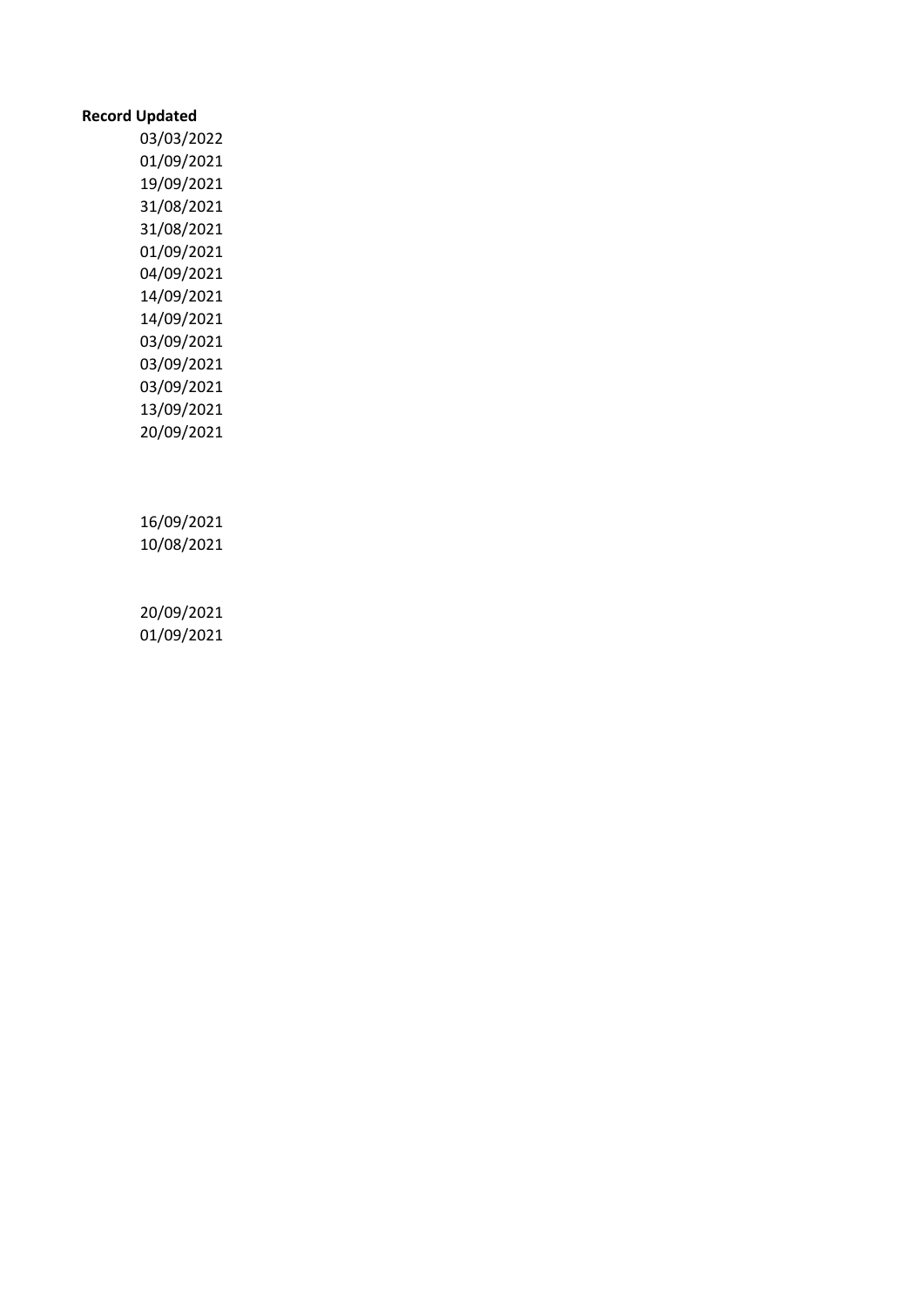| Record Updated |
| --- |
| 03/03/2022 |
| 01/09/2021 |
| 19/09/2021 |
| 31/08/2021 |
| 31/08/2021 |
| 01/09/2021 |
| 04/09/2021 |
| 14/09/2021 |
| 14/09/2021 |
| 03/09/2021 |
| 03/09/2021 |
| 03/09/2021 |
| 13/09/2021 |
| 20/09/2021 |
| |
| |
| |
| 16/09/2021 |
| 10/08/2021 |
| |
| |
| 20/09/2021 |
| 01/09/2021 |